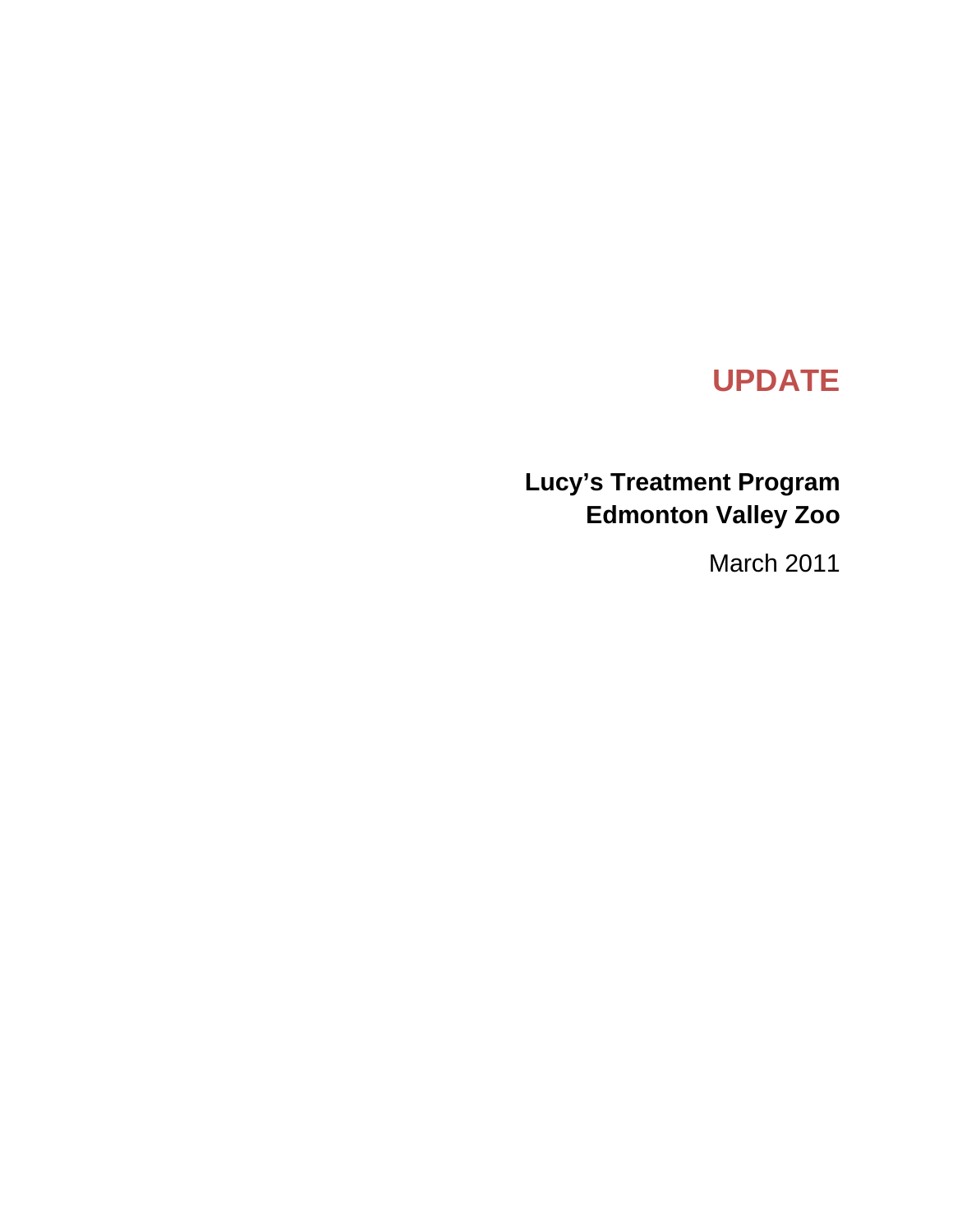# UPDATE

## Lucy's Treatment Program
## Edmonton Valley Zoo

March 2011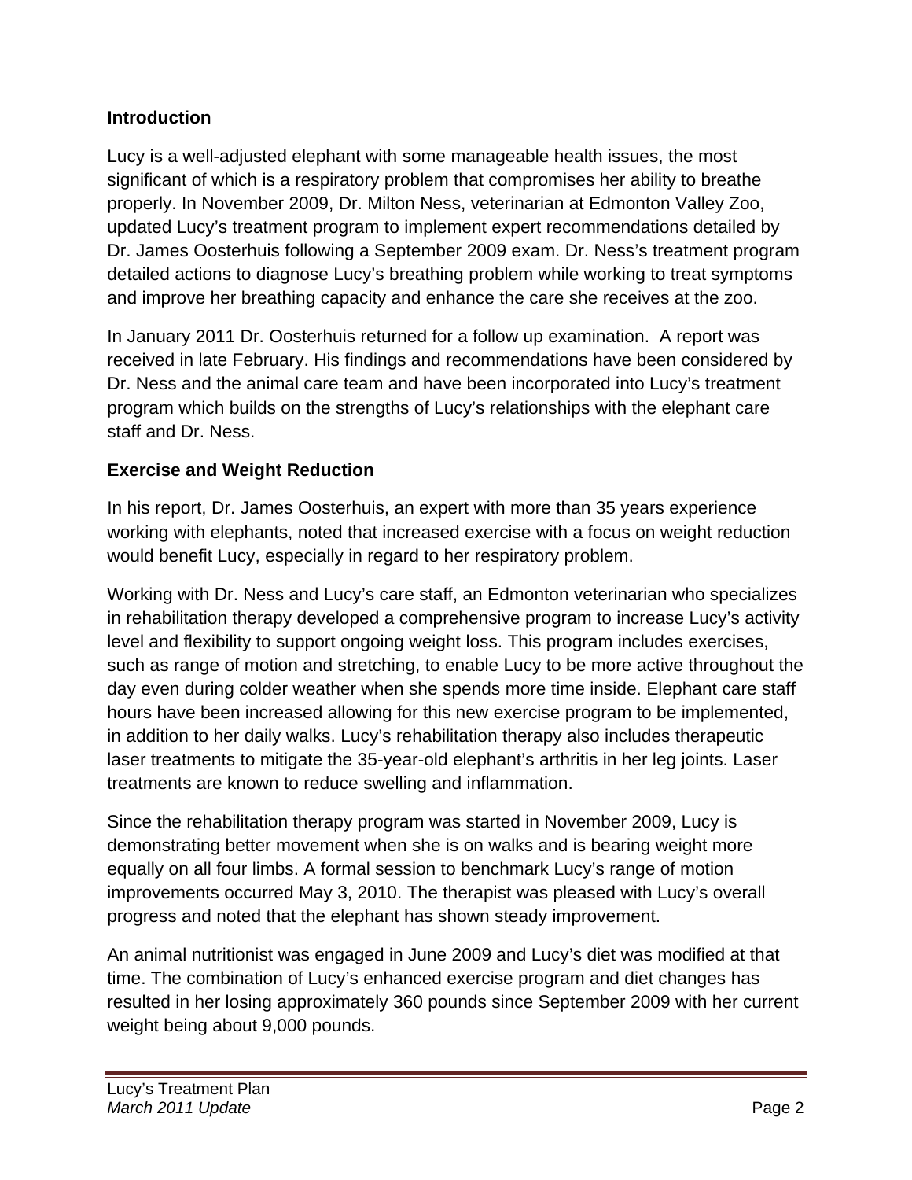**Introduction**

Lucy is a well-adjusted elephant with some manageable health issues, the most significant of which is a respiratory problem that compromises her ability to breathe properly. In November 2009, Dr. Milton Ness, veterinarian at Edmonton Valley Zoo, updated Lucy's treatment program to implement expert recommendations detailed by Dr. James Oosterhuis following a September 2009 exam. Dr. Ness's treatment program detailed actions to diagnose Lucy's breathing problem while working to treat symptoms and improve her breathing capacity and enhance the care she receives at the zoo.

In January 2011 Dr. Oosterhuis returned for a follow up examination. A report was received in late February. His findings and recommendations have been considered by Dr. Ness and the animal care team and have been incorporated into Lucy's treatment program which builds on the strengths of Lucy's relationships with the elephant care staff and Dr. Ness.

**Exercise and Weight Reduction**

In his report, Dr. James Oosterhuis, an expert with more than 35 years experience working with elephants, noted that increased exercise with a focus on weight reduction would benefit Lucy, especially in regard to her respiratory problem.

Working with Dr. Ness and Lucy's care staff, an Edmonton veterinarian who specializes in rehabilitation therapy developed a comprehensive program to increase Lucy's activity level and flexibility to support ongoing weight loss. This program includes exercises, such as range of motion and stretching, to enable Lucy to be more active throughout the day even during colder weather when she spends more time inside. Elephant care staff hours have been increased allowing for this new exercise program to be implemented, in addition to her daily walks. Lucy's rehabilitation therapy also includes therapeutic laser treatments to mitigate the 35-year-old elephant's arthritis in her leg joints. Laser treatments are known to reduce swelling and inflammation.

Since the rehabilitation therapy program was started in November 2009, Lucy is demonstrating better movement when she is on walks and is bearing weight more equally on all four limbs. A formal session to benchmark Lucy's range of motion improvements occurred May 3, 2010. The therapist was pleased with Lucy's overall progress and noted that the elephant has shown steady improvement.

An animal nutritionist was engaged in June 2009 and Lucy's diet was modified at that time. The combination of Lucy's enhanced exercise program and diet changes has resulted in her losing approximately 360 pounds since September 2009 with her current weight being about 9,000 pounds.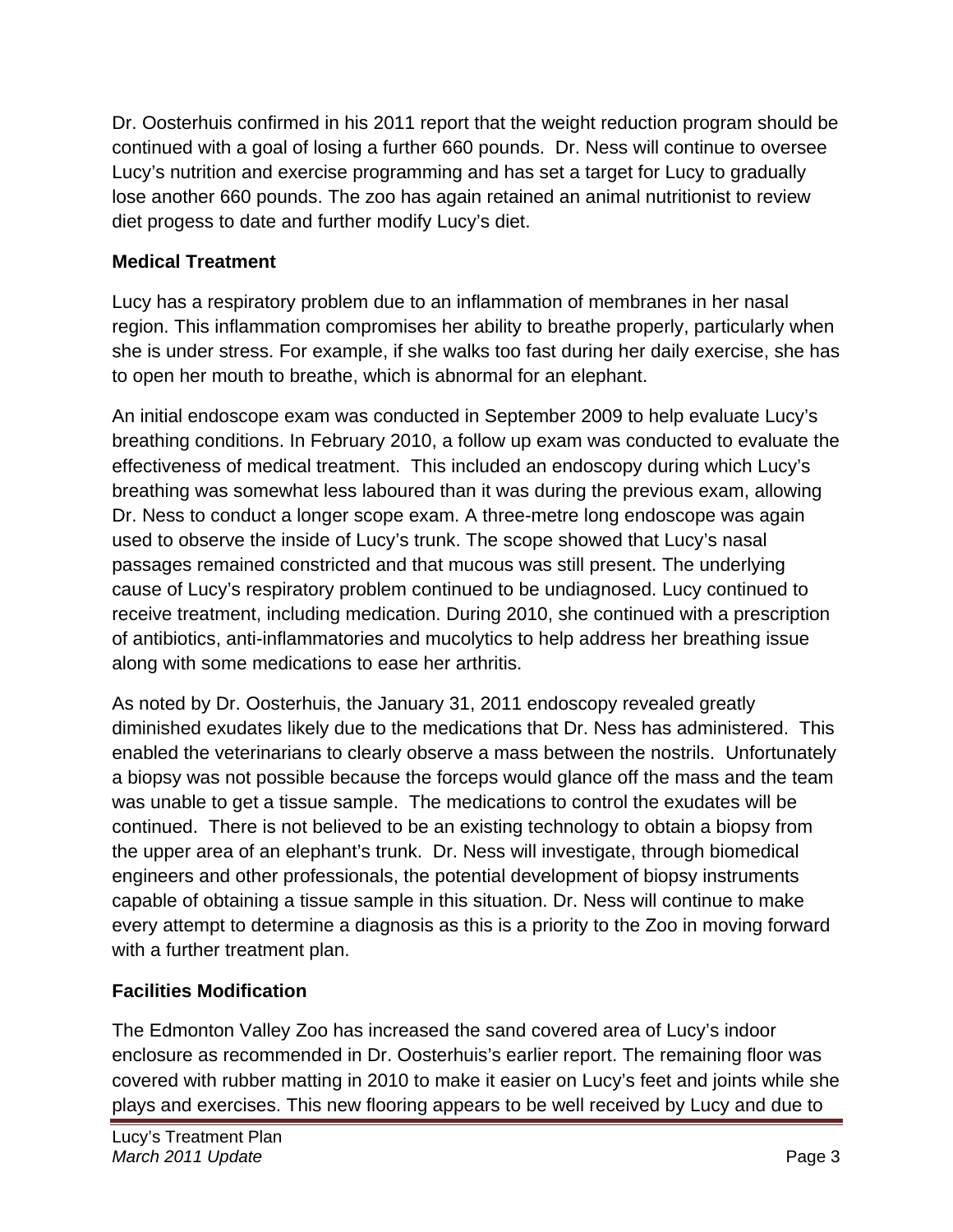Dr. Oosterhuis confirmed in his 2011 report that the weight reduction program should be continued with a goal of losing a further 660 pounds.  Dr. Ness will continue to oversee Lucy's nutrition and exercise programming and has set a target for Lucy to gradually lose another 660 pounds. The zoo has again retained an animal nutritionist to review diet progess to date and further modify Lucy's diet.

## Medical Treatment

Lucy has a respiratory problem due to an inflammation of membranes in her nasal region. This inflammation compromises her ability to breathe properly, particularly when she is under stress. For example, if she walks too fast during her daily exercise, she has to open her mouth to breathe, which is abnormal for an elephant.

An initial endoscope exam was conducted in September 2009 to help evaluate Lucy's breathing conditions. In February 2010, a follow up exam was conducted to evaluate the effectiveness of medical treatment.  This included an endoscopy during which Lucy's breathing was somewhat less laboured than it was during the previous exam, allowing Dr. Ness to conduct a longer scope exam. A three-metre long endoscope was again used to observe the inside of Lucy's trunk. The scope showed that Lucy's nasal passages remained constricted and that mucous was still present. The underlying cause of Lucy's respiratory problem continued to be undiagnosed. Lucy continued to receive treatment, including medication. During 2010, she continued with a prescription of antibiotics, anti-inflammatories and mucolytics to help address her breathing issue along with some medications to ease her arthritis.

As noted by Dr. Oosterhuis, the January 31, 2011 endoscopy revealed greatly diminished exudates likely due to the medications that Dr. Ness has administered.  This enabled the veterinarians to clearly observe a mass between the nostrils.  Unfortunately a biopsy was not possible because the forceps would glance off the mass and the team was unable to get a tissue sample.  The medications to control the exudates will be continued.  There is not believed to be an existing technology to obtain a biopsy from the upper area of an elephant's trunk.  Dr. Ness will investigate, through biomedical engineers and other professionals, the potential development of biopsy instruments capable of obtaining a tissue sample in this situation. Dr. Ness will continue to make every attempt to determine a diagnosis as this is a priority to the Zoo in moving forward with a further treatment plan.

## Facilities Modification

The Edmonton Valley Zoo has increased the sand covered area of Lucy's indoor enclosure as recommended in Dr. Oosterhuis's earlier report. The remaining floor was covered with rubber matting in 2010 to make it easier on Lucy's feet and joints while she plays and exercises. This new flooring appears to be well received by Lucy and due to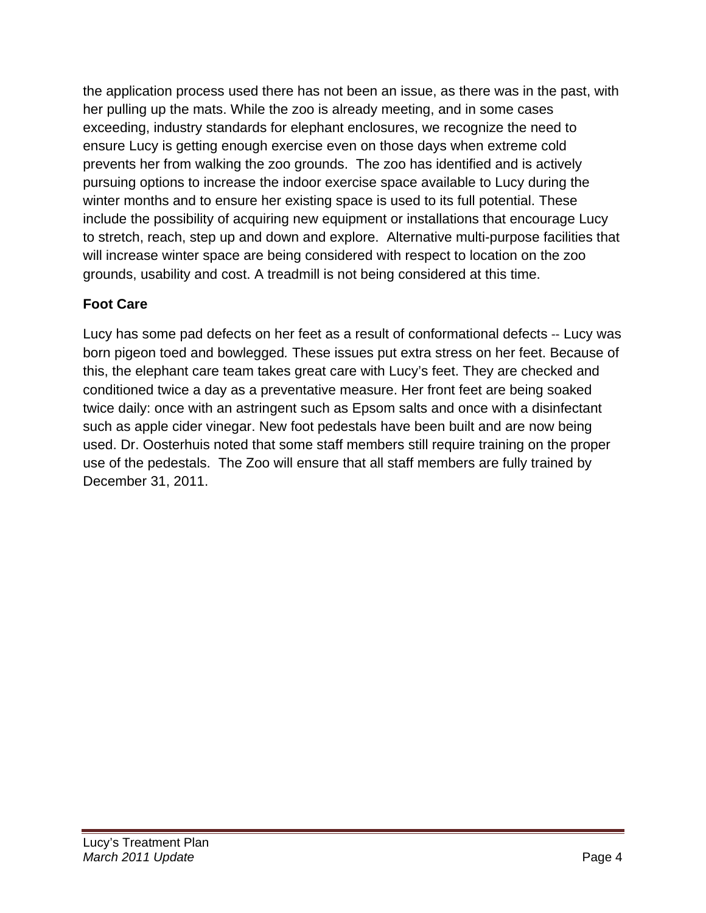the application process used there has not been an issue, as there was in the past, with her pulling up the mats. While the zoo is already meeting, and in some cases exceeding, industry standards for elephant enclosures, we recognize the need to ensure Lucy is getting enough exercise even on those days when extreme cold prevents her from walking the zoo grounds. The zoo has identified and is actively pursuing options to increase the indoor exercise space available to Lucy during the winter months and to ensure her existing space is used to its full potential. These include the possibility of acquiring new equipment or installations that encourage Lucy to stretch, reach, step up and down and explore. Alternative multi-purpose facilities that will increase winter space are being considered with respect to location on the zoo grounds, usability and cost. A treadmill is not being considered at this time.

**Foot Care**

Lucy has some pad defects on her feet as a result of conformational defects -- Lucy was born pigeon toed and bowlegged. These issues put extra stress on her feet. Because of this, the elephant care team takes great care with Lucy's feet. They are checked and conditioned twice a day as a preventative measure. Her front feet are being soaked twice daily: once with an astringent such as Epsom salts and once with a disinfectant such as apple cider vinegar. New foot pedestals have been built and are now being used. Dr. Oosterhuis noted that some staff members still require training on the proper use of the pedestals. The Zoo will ensure that all staff members are fully trained by December 31, 2011.